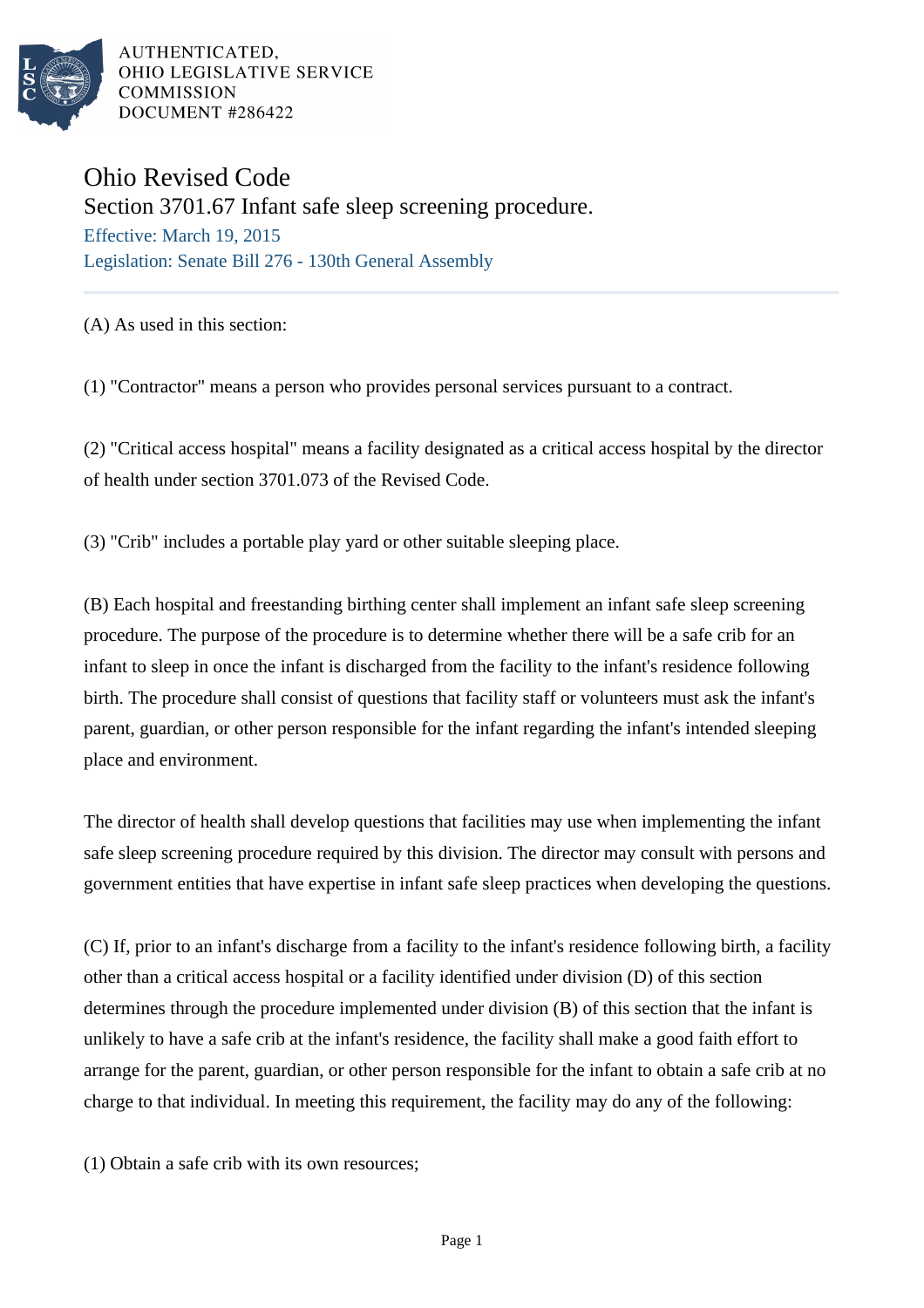AUTHENTICATED,
OHIO LEGISLATIVE SERVICE
COMMISSION
DOCUMENT #286422

# Ohio Revised Code

## Section 3701.67 Infant safe sleep screening procedure.

Effective: March 19, 2015

Legislation: Senate Bill 276 - 130th General Assembly

---

(A) As used in this section:

(1) "Contractor" means a person who provides personal services pursuant to a contract.

(2) "Critical access hospital" means a facility designated as a critical access hospital by the director of health under section 3701.073 of the Revised Code.

(3) "Crib" includes a portable play yard or other suitable sleeping place.

(B) Each hospital and freestanding birthing center shall implement an infant safe sleep screening procedure. The purpose of the procedure is to determine whether there will be a safe crib for an infant to sleep in once the infant is discharged from the facility to the infant's residence following birth. The procedure shall consist of questions that facility staff or volunteers must ask the infant's parent, guardian, or other person responsible for the infant regarding the infant's intended sleeping place and environment.

The director of health shall develop questions that facilities may use when implementing the infant safe sleep screening procedure required by this division. The director may consult with persons and government entities that have expertise in infant safe sleep practices when developing the questions.

(C) If, prior to an infant's discharge from a facility to the infant's residence following birth, a facility other than a critical access hospital or a facility identified under division (D) of this section determines through the procedure implemented under division (B) of this section that the infant is unlikely to have a safe crib at the infant's residence, the facility shall make a good faith effort to arrange for the parent, guardian, or other person responsible for the infant to obtain a safe crib at no charge to that individual. In meeting this requirement, the facility may do any of the following:

(1) Obtain a safe crib with its own resources;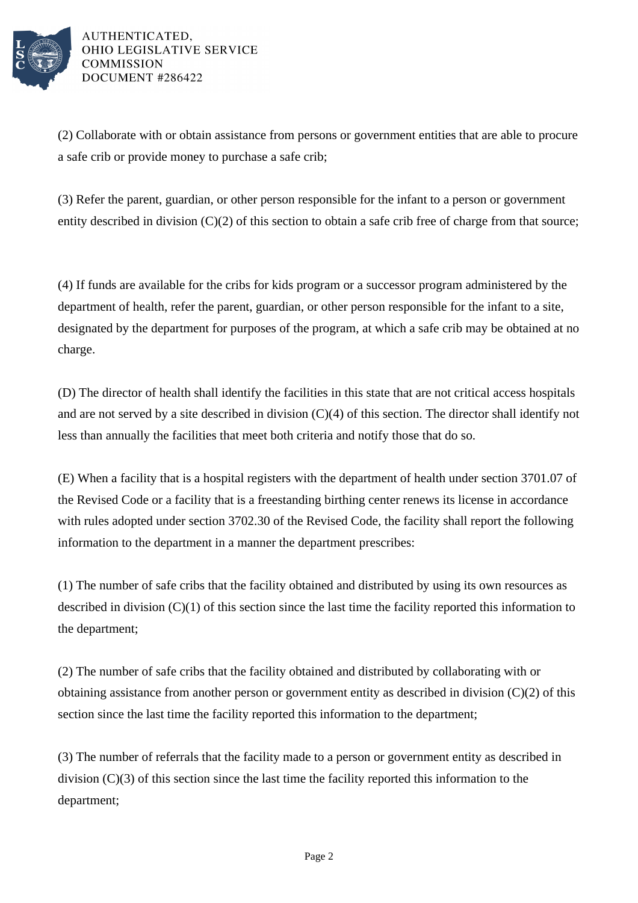(2) Collaborate with or obtain assistance from persons or government entities that are able to procure a safe crib or provide money to purchase a safe crib;

(3) Refer the parent, guardian, or other person responsible for the infant to a person or government entity described in division (C)(2) of this section to obtain a safe crib free of charge from that source;

(4) If funds are available for the cribs for kids program or a successor program administered by the department of health, refer the parent, guardian, or other person responsible for the infant to a site, designated by the department for purposes of the program, at which a safe crib may be obtained at no charge.

(D) The director of health shall identify the facilities in this state that are not critical access hospitals and are not served by a site described in division (C)(4) of this section. The director shall identify not less than annually the facilities that meet both criteria and notify those that do so.

(E) When a facility that is a hospital registers with the department of health under section 3701.07 of the Revised Code or a facility that is a freestanding birthing center renews its license in accordance with rules adopted under section 3702.30 of the Revised Code, the facility shall report the following information to the department in a manner the department prescribes:

(1) The number of safe cribs that the facility obtained and distributed by using its own resources as described in division (C)(1) of this section since the last time the facility reported this information to the department;

(2) The number of safe cribs that the facility obtained and distributed by collaborating with or obtaining assistance from another person or government entity as described in division (C)(2) of this section since the last time the facility reported this information to the department;

(3) The number of referrals that the facility made to a person or government entity as described in division (C)(3) of this section since the last time the facility reported this information to the department;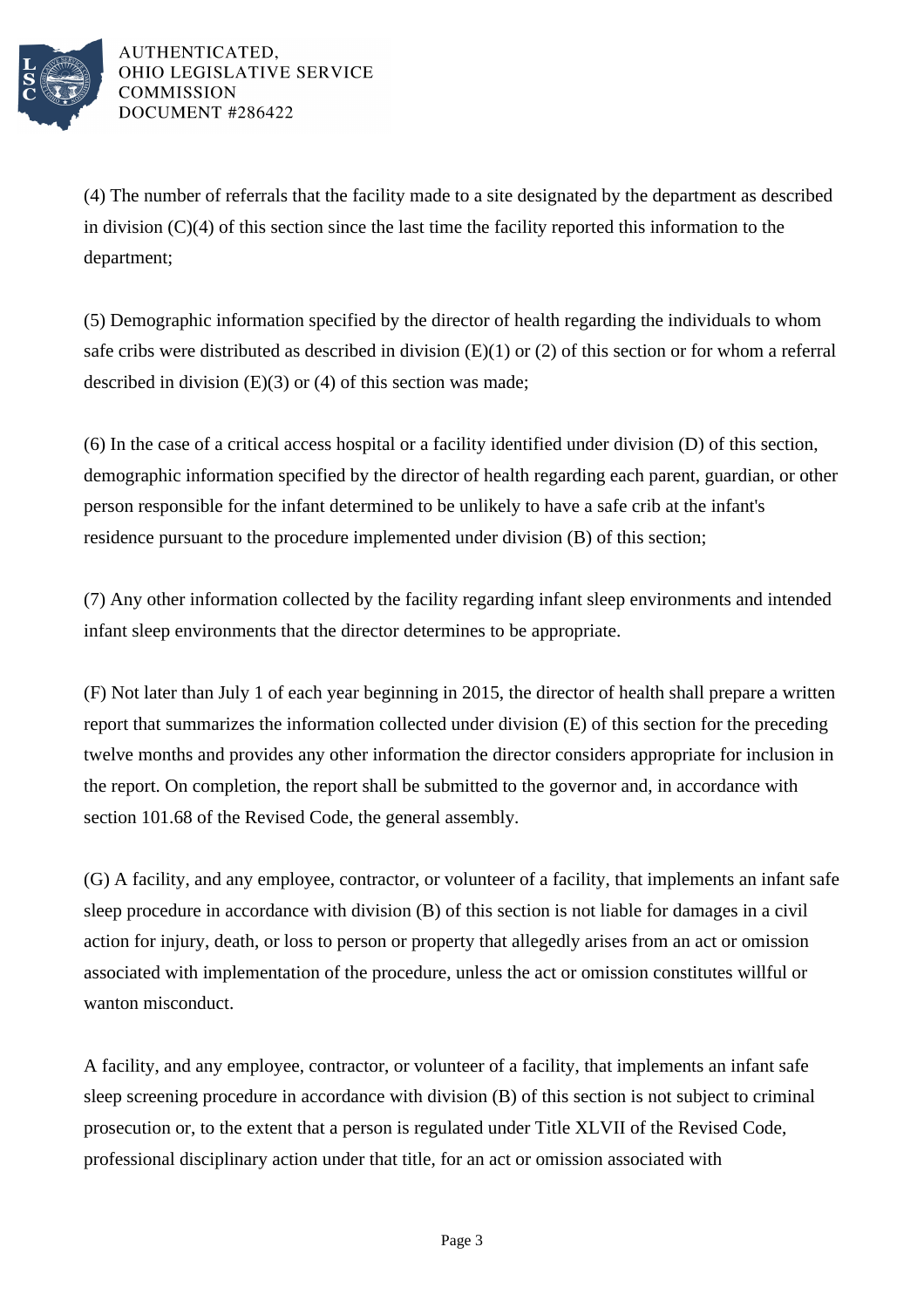(4) The number of referrals that the facility made to a site designated by the department as described in division (C)(4) of this section since the last time the facility reported this information to the department;

(5) Demographic information specified by the director of health regarding the individuals to whom safe cribs were distributed as described in division (E)(1) or (2) of this section or for whom a referral described in division (E)(3) or (4) of this section was made;

(6) In the case of a critical access hospital or a facility identified under division (D) of this section, demographic information specified by the director of health regarding each parent, guardian, or other person responsible for the infant determined to be unlikely to have a safe crib at the infant's residence pursuant to the procedure implemented under division (B) of this section;

(7) Any other information collected by the facility regarding infant sleep environments and intended infant sleep environments that the director determines to be appropriate.

(F) Not later than July 1 of each year beginning in 2015, the director of health shall prepare a written report that summarizes the information collected under division (E) of this section for the preceding twelve months and provides any other information the director considers appropriate for inclusion in the report. On completion, the report shall be submitted to the governor and, in accordance with section 101.68 of the Revised Code, the general assembly.

(G) A facility, and any employee, contractor, or volunteer of a facility, that implements an infant safe sleep procedure in accordance with division (B) of this section is not liable for damages in a civil action for injury, death, or loss to person or property that allegedly arises from an act or omission associated with implementation of the procedure, unless the act or omission constitutes willful or wanton misconduct.

A facility, and any employee, contractor, or volunteer of a facility, that implements an infant safe sleep screening procedure in accordance with division (B) of this section is not subject to criminal prosecution or, to the extent that a person is regulated under Title XLVII of the Revised Code, professional disciplinary action under that title, for an act or omission associated with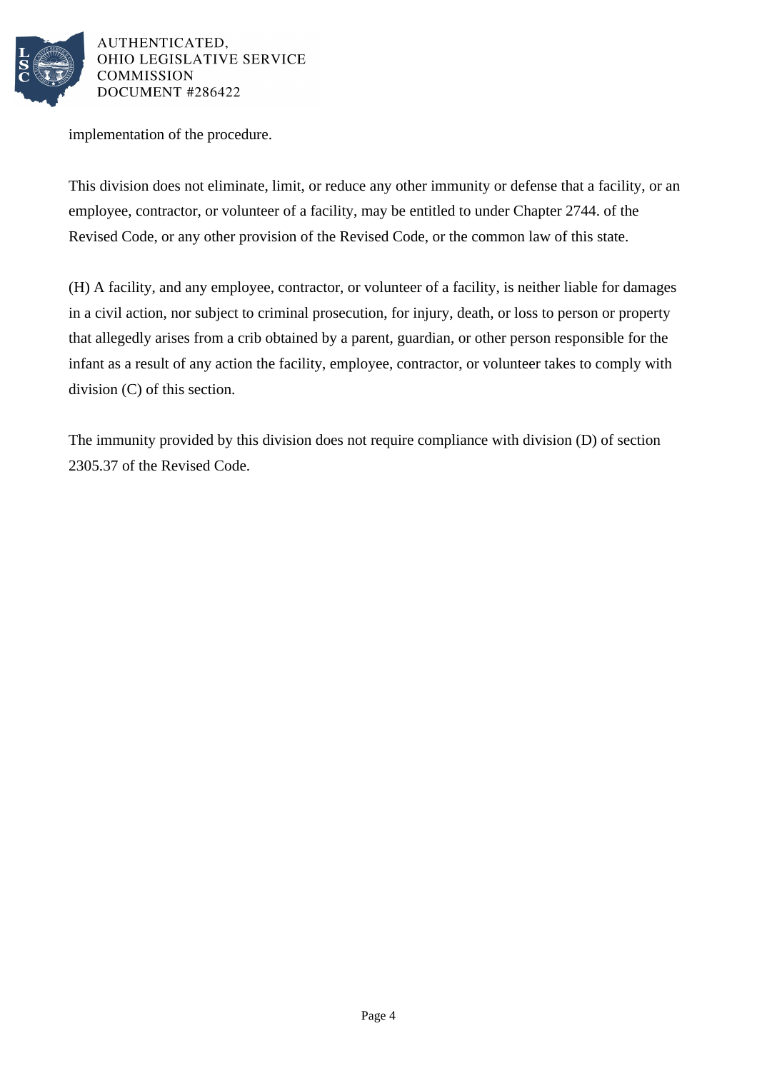implementation of the procedure.

This division does not eliminate, limit, or reduce any other immunity or defense that a facility, or an employee, contractor, or volunteer of a facility, may be entitled to under Chapter 2744. of the Revised Code, or any other provision of the Revised Code, or the common law of this state.

(H) A facility, and any employee, contractor, or volunteer of a facility, is neither liable for damages in a civil action, nor subject to criminal prosecution, for injury, death, or loss to person or property that allegedly arises from a crib obtained by a parent, guardian, or other person responsible for the infant as a result of any action the facility, employee, contractor, or volunteer takes to comply with division (C) of this section.

The immunity provided by this division does not require compliance with division (D) of section 2305.37 of the Revised Code.